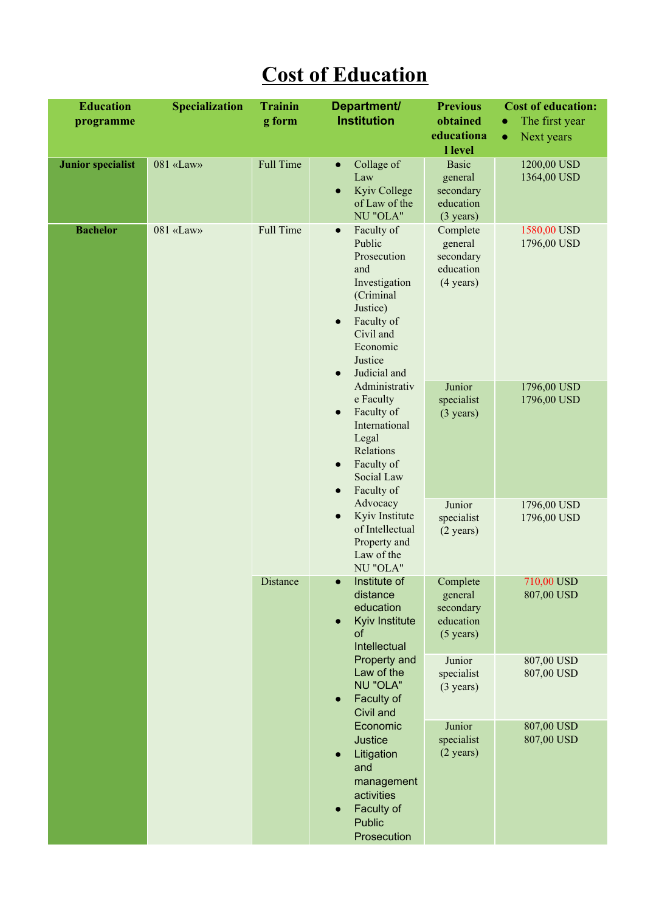# Cost of Education

| Education programme | Specialization | Training form | Department/ Institution | Previous obtained educational level | Cost of education: <br>• The first year <br>• Next years |
|---|---|---|---|---|---|
| **Junior specialist** | 081 «Law» | Full Time | • Collage of Law <br>• Kyiv College of Law of the NU "OLA" | Basic general secondary education (3 years) | 1200,00 USD <br>1364,00 USD |
| **Bachelor** | 081 «Law» | Full Time | • Faculty of Public Prosecution and Investigation (Criminal Justice) <br>• Faculty of Civil and Economic Justice <br>• Judicial and Administrative Faculty <br>• Faculty of International Legal Relations <br>• Faculty of Social Law <br>• Faculty of Advocacy <br>• Kyiv Institute of Intellectual Property and Law of the NU "OLA" | Complete general secondary education (4 years) | 1580,00 USD <br>1796,00 USD |
| | | | | Junior specialist (3 years) | 1796,00 USD <br>1796,00 USD |
| | | | | Junior specialist (2 years) | 1796,00 USD <br>1796,00 USD |
| | | Distance | • Institute of distance education <br>• Kyiv Institute of Intellectual Property and Law of the NU "OLA" <br>• Faculty of Civil and Economic Justice <br>• Litigation and management activities <br>• Faculty of Public Prosecution | Complete general secondary education (5 years) | 710,00 USD <br>807,00 USD |
| | | | | Junior specialist (3 years) | 807,00 USD <br>807,00 USD |
| | | | | Junior specialist (2 years) | 807,00 USD <br>807,00 USD |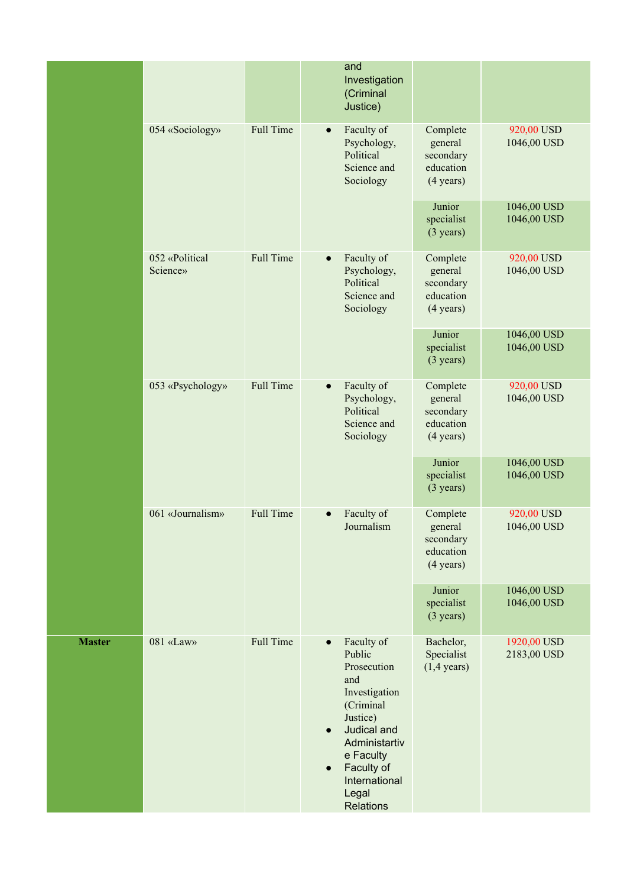| | | | | | |
|---|---|---|---|---|---|
| | | | and Investigation (Criminal Justice) | | |
| | 054 «Sociology» | Full Time | • Faculty of Psychology, Political Science and Sociology | Complete general secondary education (4 years) | 920,00 USD 1046,00 USD |
| | | | | Junior specialist (3 years) | 1046,00 USD 1046,00 USD |
| | 052 «Political Science» | Full Time | • Faculty of Psychology, Political Science and Sociology | Complete general secondary education (4 years) | 920,00 USD 1046,00 USD |
| | | | | Junior specialist (3 years) | 1046,00 USD 1046,00 USD |
| | 053 «Psychology» | Full Time | • Faculty of Psychology, Political Science and Sociology | Complete general secondary education (4 years) | 920,00 USD 1046,00 USD |
| | | | | Junior specialist (3 years) | 1046,00 USD 1046,00 USD |
| | 061 «Journalism» | Full Time | • Faculty of Journalism | Complete general secondary education (4 years) | 920,00 USD 1046,00 USD |
| | | | | Junior specialist (3 years) | 1046,00 USD 1046,00 USD |
| **Master** | 081 «Law» | Full Time | • Faculty of Public Prosecution and Investigation (Criminal Justice) • Judical and Administartive Faculty • Faculty of International Legal Relations | Bachelor, Specialist (1,4 years) | 1920,00 USD 2183,00 USD |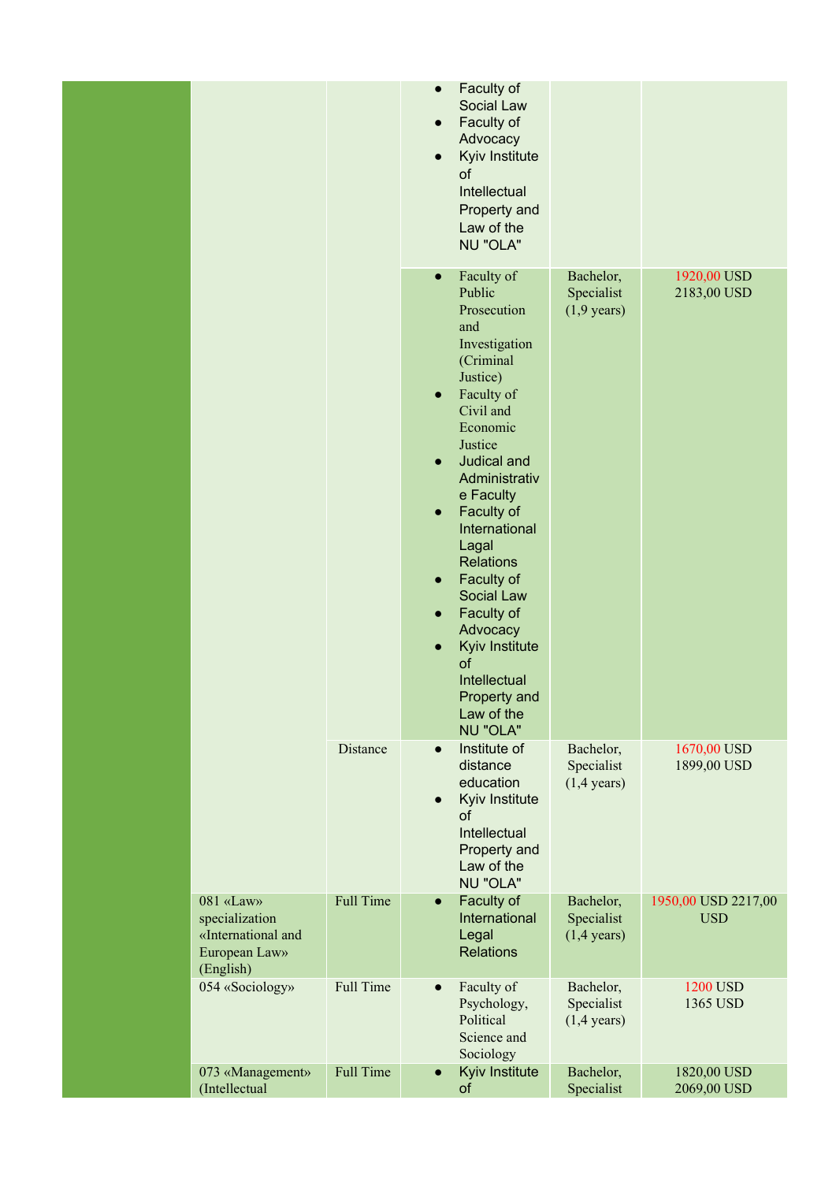| | | | | | |
|---|---|---|---|---|---|
| | | | • Faculty of Social Law<br>• Faculty of Advocacy<br>• Kyiv Institute of Intellectual Property and Law of the NU "OLA" | | |
| | | | • Faculty of Public Prosecution and Investigation (Criminal Justice)<br>• Faculty of Civil and Economic Justice<br>• Judical and Administrative Faculty<br>• Faculty of International Lagal Relations<br>• Faculty of Social Law<br>• Faculty of Advocacy<br>• Kyiv Institute of Intellectual Property and Law of the NU "OLA" | Bachelor, Specialist (1,9 years) | 1920,00 USD 2183,00 USD |
| | | Distance | • Institute of distance education<br>• Kyiv Institute of Intellectual Property and Law of the NU "OLA" | Bachelor, Specialist (1,4 years) | 1670,00 USD 1899,00 USD |
| | 081 «Law» specialization «International and European Law» (English) | Full Time | • Faculty of International Legal Relations | Bachelor, Specialist (1,4 years) | 1950,00 USD 2217,00 USD |
| | 054 «Sociology» | Full Time | • Faculty of Psychology, Political Science and Sociology | Bachelor, Specialist (1,4 years) | 1200 USD 1365 USD |
| | 073 «Management» (Intellectual | Full Time | • Kyiv Institute of | Bachelor, Specialist | 1820,00 USD 2069,00 USD |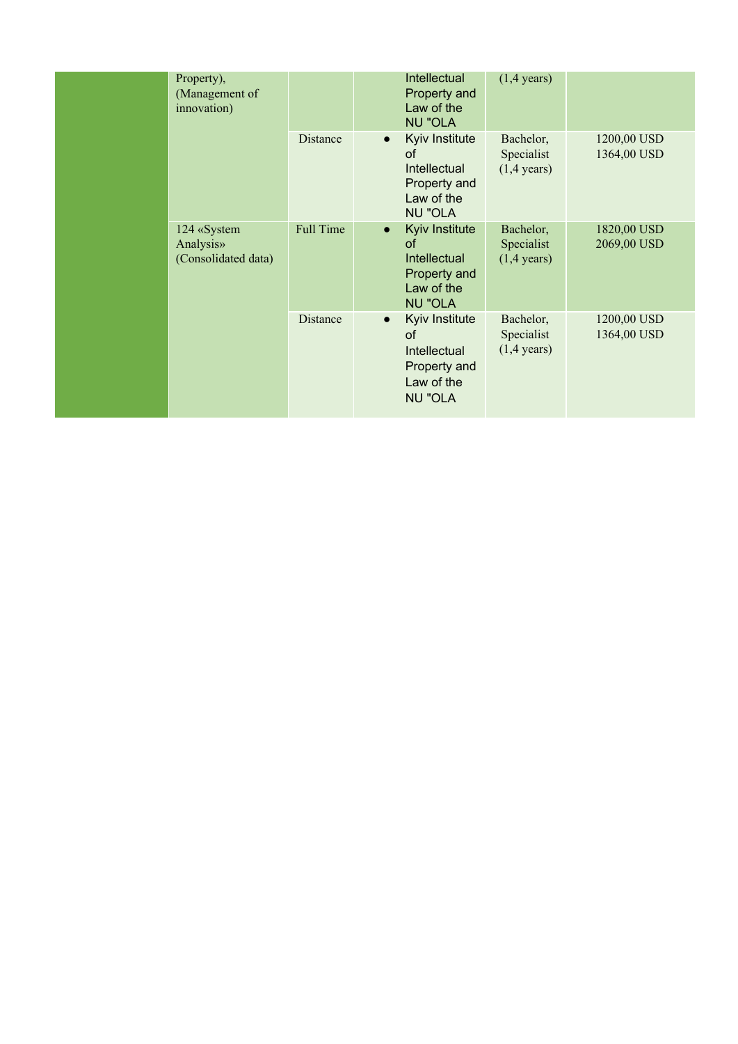| | | | | | |
|---|---|---|---|---|---|
| | Property), (Management of innovation) | | Intellectual Property and Law of the NU "OLA | (1,4 years) | |
| | | Distance | • Kyiv Institute of Intellectual Property and Law of the NU "OLA | Bachelor, Specialist (1,4 years) | 1200,00 USD 1364,00 USD |
| | 124 «System Analysis» (Consolidated data) | Full Time | • Kyiv Institute of Intellectual Property and Law of the NU "OLA | Bachelor, Specialist (1,4 years) | 1820,00 USD 2069,00 USD |
| | | Distance | • Kyiv Institute of Intellectual Property and Law of the NU "OLA | Bachelor, Specialist (1,4 years) | 1200,00 USD 1364,00 USD |